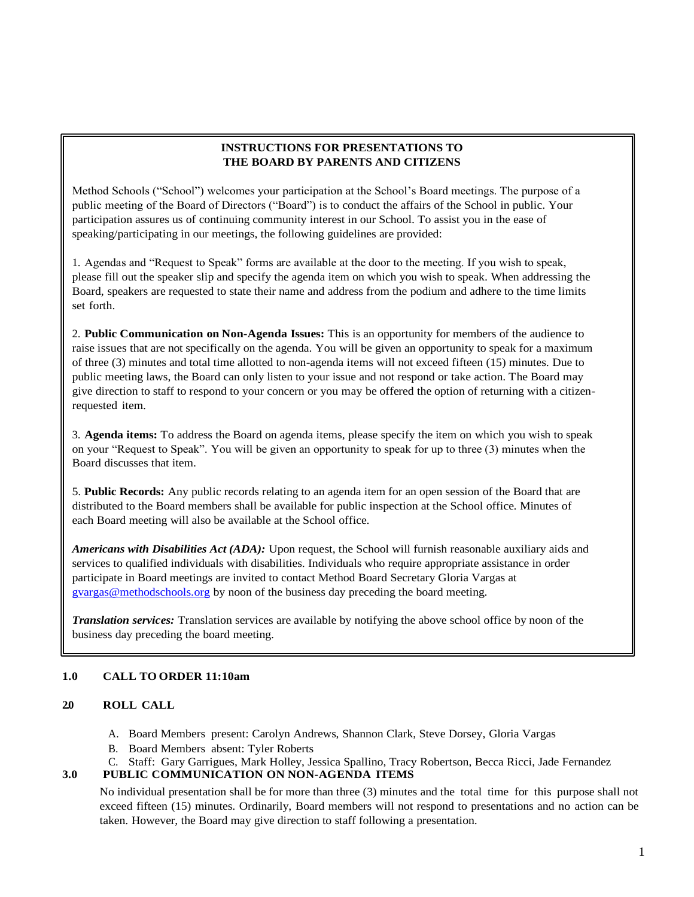## INSTRUCTIONS FOR PRESENTATIONS TO THE BOARD BY PARENTS AND CITIZENS

Method Schools ("School") welcomes your participation at the School's Board meetings. The purpose of a public meeting of the Board of Directors ("Board") is to conduct the affairs of the School in public. Your participation assures us of continuing community interest in our School. To assist you in the ease of speaking/participating in our meetings, the following guidelines are provided:

1. Agendas and "Request to Speak" forms are available at the door to the meeting. If you wish to speak, please fill out the speaker slip and specify the agenda item on which you wish to speak. When addressing the Board, speakers are requested to state their name and address from the podium and adhere to the time limits set forth.

2. **Public Communication on Non-Agenda Issues:** This is an opportunity for members of the audience to raise issues that are not specifically on the agenda. You will be given an opportunity to speak for a maximum of three (3) minutes and total time allotted to non-agenda items will not exceed fifteen (15) minutes. Due to public meeting laws, the Board can only listen to your issue and not respond or take action. The Board may give direction to staff to respond to your concern or you may be offered the option of returning with a citizen-requested item.

3. **Agenda items:** To address the Board on agenda items, please specify the item on which you wish to speak on your "Request to Speak". You will be given an opportunity to speak for up to three (3) minutes when the Board discusses that item.

5. **Public Records:** Any public records relating to an agenda item for an open session of the Board that are distributed to the Board members shall be available for public inspection at the School office. Minutes of each Board meeting will also be available at the School office.

***Americans with Disabilities Act (ADA):*** Upon request, the School will furnish reasonable auxiliary aids and services to qualified individuals with disabilities. Individuals who require appropriate assistance in order participate in Board meetings are invited to contact Method Board Secretary Gloria Vargas at gvargas@methodschools.org by noon of the business day preceding the board meeting.

***Translation services:*** Translation services are available by notifying the above school office by noon of the business day preceding the board meeting.

**1.0 CALL TO ORDER 11:10am**

**2.0 ROLL CALL**

A. Board Members present: Carolyn Andrews, Shannon Clark, Steve Dorsey, Gloria Vargas
B. Board Members absent: Tyler Roberts
C. Staff: Gary Garrigues, Mark Holley, Jessica Spallino, Tracy Robertson, Becca Ricci, Jade Fernandez

**3.0 PUBLIC COMMUNICATION ON NON-AGENDA ITEMS**

No individual presentation shall be for more than three (3) minutes and the total time for this purpose shall not exceed fifteen (15) minutes. Ordinarily, Board members will not respond to presentations and no action can be taken. However, the Board may give direction to staff following a presentation.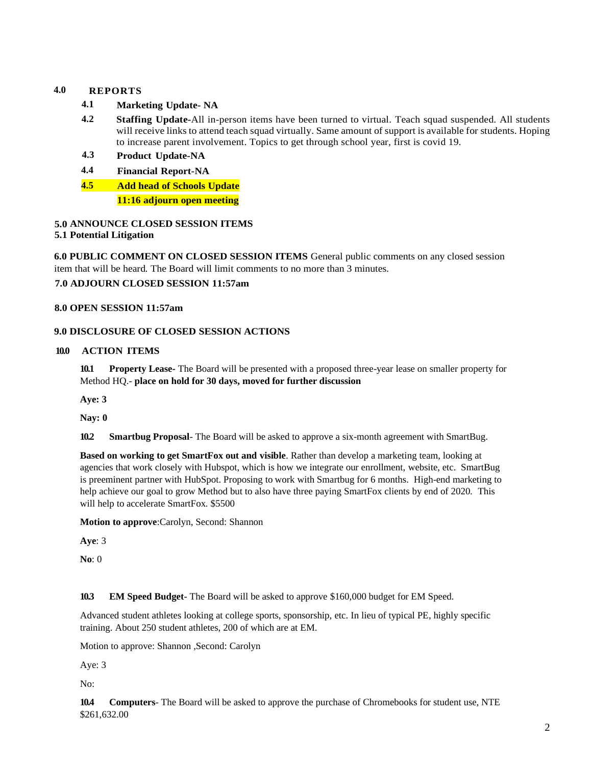## 4.0 REPORTS

**4.1 Marketing Update- NA**

**4.2 Staffing Update-**All in-person items have been turned to virtual. Teach squad suspended. All students will receive links to attend teach squad virtually. Same amount of support is available for students. Hoping to increase parent involvement. Topics to get through school year, first is covid 19.

**4.3 Product Update-NA**

**4.4 Financial Report-NA**

**4.5 Add head of Schools Update**

**11:16 adjourn open meeting**

## 5.0 ANNOUNCE CLOSED SESSION ITEMS

**5.1 Potential Litigation**

**6.0 PUBLIC COMMENT ON CLOSED SESSION ITEMS** General public comments on any closed session item that will be heard. The Board will limit comments to no more than 3 minutes.

## 7.0 ADJOURN CLOSED SESSION 11:57am

## 8.0 OPEN SESSION 11:57am

## 9.0 DISCLOSURE OF CLOSED SESSION ACTIONS

## 10.0 ACTION ITEMS

**10.1 Property Lease-** The Board will be presented with a proposed three-year lease on smaller property for Method HQ.- **place on hold for 30 days, moved for further discussion**

**Aye: 3**

**Nay: 0**

**10.2 Smartbug Proposal**- The Board will be asked to approve a six-month agreement with SmartBug.

**Based on working to get SmartFox out and visible**. Rather than develop a marketing team, looking at agencies that work closely with Hubspot, which is how we integrate our enrollment, website, etc. SmartBug is preeminent partner with HubSpot. Proposing to work with Smartbug for 6 months. High-end marketing to help achieve our goal to grow Method but to also have three paying SmartFox clients by end of 2020. This will help to accelerate SmartFox. $5500

**Motion to approve**:Carolyn, Second: Shannon

**Aye**: 3

**No**: 0

**10.3 EM Speed Budget-** The Board will be asked to approve $160,000 budget for EM Speed.

Advanced student athletes looking at college sports, sponsorship, etc. In lieu of typical PE, highly specific training. About 250 student athletes, 200 of which are at EM.

Motion to approve: Shannon ,Second: Carolyn

Aye: 3

No:

**10.4 Computers**- The Board will be asked to approve the purchase of Chromebooks for student use, NTE $261,632.00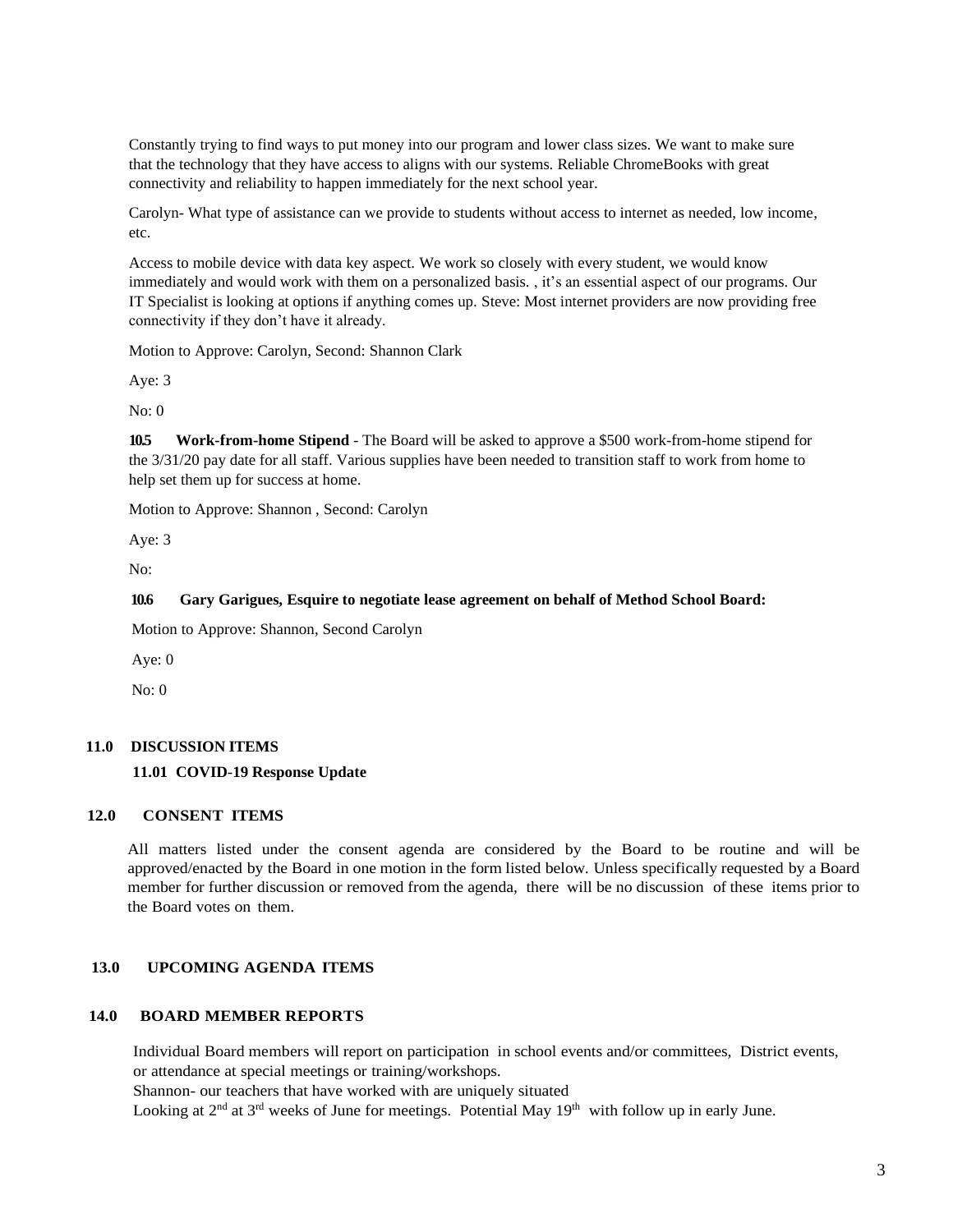Constantly trying to find ways to put money into our program and lower class sizes. We want to make sure that the technology that they have access to aligns with our systems. Reliable ChromeBooks with great connectivity and reliability to happen immediately for the next school year.

Carolyn- What type of assistance can we provide to students without access to internet as needed, low income, etc.

Access to mobile device with data key aspect. We work so closely with every student, we would know immediately and would work with them on a personalized basis. , it's an essential aspect of our programs. Our IT Specialist is looking at options if anything comes up. Steve: Most internet providers are now providing free connectivity if they don't have it already.

Motion to Approve: Carolyn, Second: Shannon Clark

Aye: 3

No: 0

**10.5 Work-from-home Stipend** - The Board will be asked to approve a $500 work-from-home stipend for the 3/31/20 pay date for all staff. Various supplies have been needed to transition staff to work from home to help set them up for success at home.

Motion to Approve: Shannon , Second: Carolyn

Aye: 3

No:

**10.6 Gary Garigues, Esquire to negotiate lease agreement on behalf of Method School Board:**

Motion to Approve: Shannon, Second Carolyn

Aye: 0

No: 0

## 11.0 DISCUSSION ITEMS

### 11.01 COVID-19 Response Update

## 12.0 CONSENT ITEMS

All matters listed under the consent agenda are considered by the Board to be routine and will be approved/enacted by the Board in one motion in the form listed below. Unless specifically requested by a Board member for further discussion or removed from the agenda, there will be no discussion of these items prior to the Board votes on them.

## 13.0 UPCOMING AGENDA ITEMS

## 14.0 BOARD MEMBER REPORTS

Individual Board members will report on participation in school events and/or committees, District events, or attendance at special meetings or training/workshops.

Shannon- our teachers that have worked with are uniquely situated

Looking at 2nd at 3rd weeks of June for meetings. Potential May 19th with follow up in early June.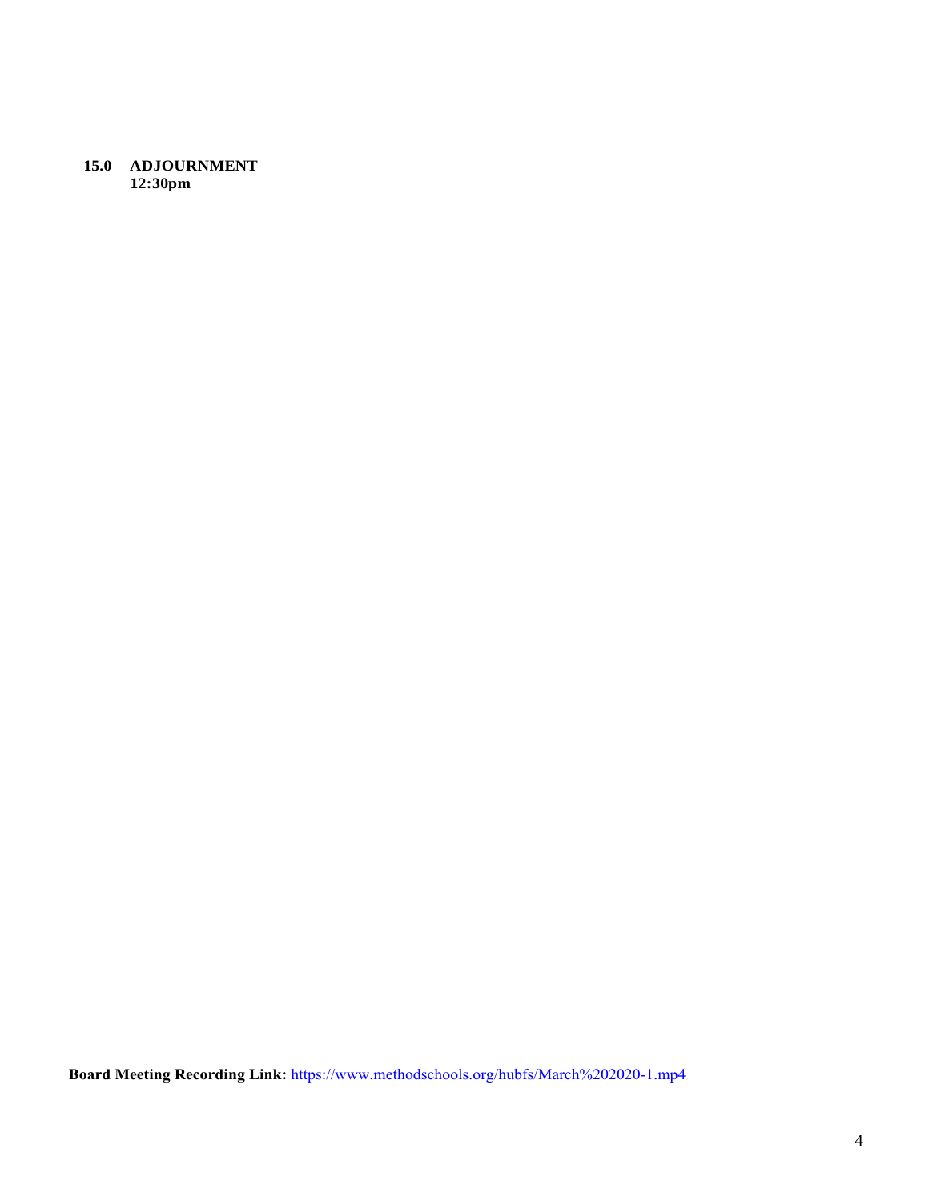**15.0 ADJOURNMENT**
**12:30pm**

**Board Meeting Recording Link:** https://www.methodschools.org/hubfs/March%202020-1.mp4